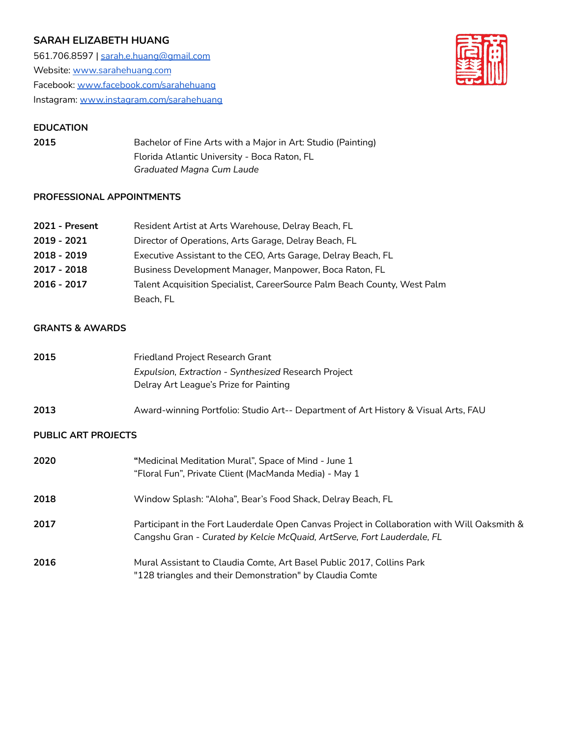# SARAH ELIZABETH HUANG

561.706.8597 | sarah.e.huang@gmail.com
Website: www.sarahehuang.com
Facebook: www.facebook.com/sarahehuang
Instagram: www.instagram.com/sarahehuang

## EDUCATION

**2015** Bachelor of Fine Arts with a Major in Art: Studio (Painting)
Florida Atlantic University - Boca Raton, FL
*Graduated Magna Cum Laude*

## PROFESSIONAL APPOINTMENTS

**2021 - Present** Resident Artist at Arts Warehouse, Delray Beach, FL
**2019 - 2021** Director of Operations, Arts Garage, Delray Beach, FL
**2018 - 2019** Executive Assistant to the CEO, Arts Garage, Delray Beach, FL
**2017 - 2018** Business Development Manager, Manpower, Boca Raton, FL
**2016 - 2017** Talent Acquisition Specialist, CareerSource Palm Beach County, West Palm Beach, FL

## GRANTS & AWARDS

**2015** Friedland Project Research Grant
*Expulsion, Extraction - Synthesized* Research Project
Delray Art League's Prize for Painting

**2013** Award-winning Portfolio: Studio Art-- Department of Art History & Visual Arts, FAU

## PUBLIC ART PROJECTS

**2020** "Medicinal Meditation Mural", Space of Mind - June 1
"Floral Fun", Private Client (MacManda Media) - May 1

**2018** Window Splash: "Aloha", Bear's Food Shack, Delray Beach, FL

**2017** Participant in the Fort Lauderdale Open Canvas Project in Collaboration with Will Oaksmith & Cangshu Gran - *Curated by Kelcie McQuaid, ArtServe, Fort Lauderdale, FL*

**2016** Mural Assistant to Claudia Comte, Art Basel Public 2017, Collins Park
"128 triangles and their Demonstration" by Claudia Comte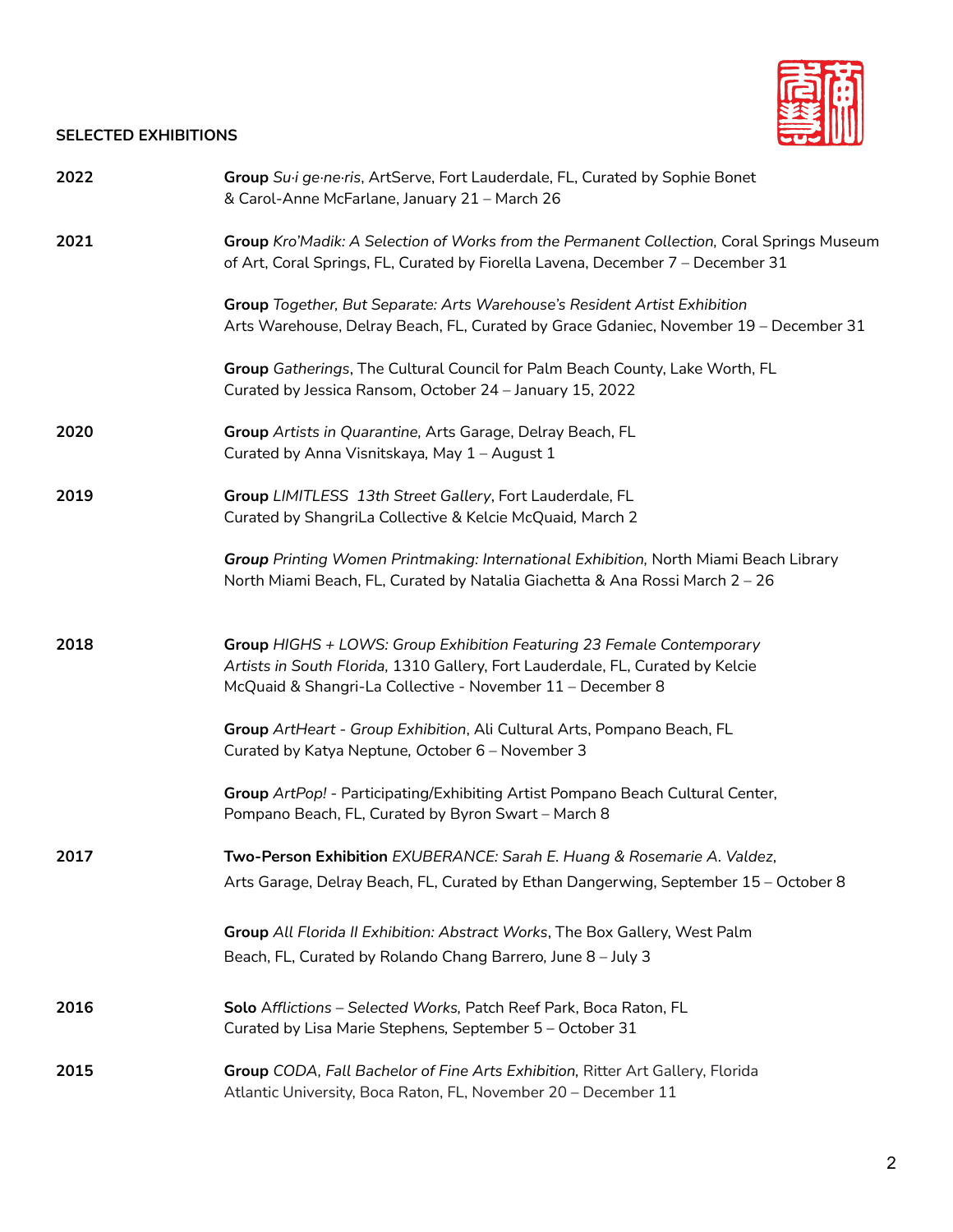**SELECTED EXHIBITIONS**

**2022**

**Group** *Su·i ge·ne·ris*, ArtServe, Fort Lauderdale, FL, Curated by Sophie Bonet & Carol-Anne McFarlane, January 21 – March 26

**2021**

**Group** *Kro'Madik: A Selection of Works from the Permanent Collection,* Coral Springs Museum of Art, Coral Springs, FL, Curated by Fiorella Lavena, December 7 – December 31

**Group** *Together, But Separate: Arts Warehouse's Resident Artist Exhibition* Arts Warehouse, Delray Beach, FL, Curated by Grace Gdaniec, November 19 – December 31

**Group** *Gatherings*, The Cultural Council for Palm Beach County, Lake Worth, FL Curated by Jessica Ransom, October 24 – January 15, 2022

**2020**

**Group** *Artists in Quarantine,* Arts Garage, Delray Beach, FL Curated by Anna Visnitskaya, May 1 – August 1

**2019**

**Group** *LIMITLESS 13th Street Gallery*, Fort Lauderdale, FL Curated by ShangriLa Collective & Kelcie McQuaid, March 2

***Group** Printing Women Printmaking: International Exhibition,* North Miami Beach Library North Miami Beach, FL, Curated by Natalia Giachetta & Ana Rossi March 2 – 26

**2018**

**Group** *HIGHS + LOWS: Group Exhibition Featuring 23 Female Contemporary Artists in South Florida,* 1310 Gallery, Fort Lauderdale, FL, Curated by Kelcie McQuaid & Shangri-La Collective - November 11 – December 8

**Group** *ArtHeart - Group Exhibition*, Ali Cultural Arts, Pompano Beach, FL Curated by Katya Neptune, October 6 – November 3

**Group** *ArtPop!* - Participating/Exhibiting Artist Pompano Beach Cultural Center, Pompano Beach, FL, Curated by Byron Swart – March 8

**2017**

**Two-Person Exhibition** *EXUBERANCE: Sarah E. Huang & Rosemarie A. Valdez*, Arts Garage, Delray Beach, FL, Curated by Ethan Dangerwing, September 15 – October 8

**Group** *All Florida II Exhibition: Abstract Works*, The Box Gallery, West Palm Beach, FL, Curated by Rolando Chang Barrero, June 8 – July 3

**2016**

**Solo** *Afflictions – Selected Works,* Patch Reef Park, Boca Raton, FL Curated by Lisa Marie Stephens, September 5 – October 31

**2015**

**Group** *CODA, Fall Bachelor of Fine Arts Exhibition,* Ritter Art Gallery, Florida Atlantic University, Boca Raton, FL, November 20 – December 11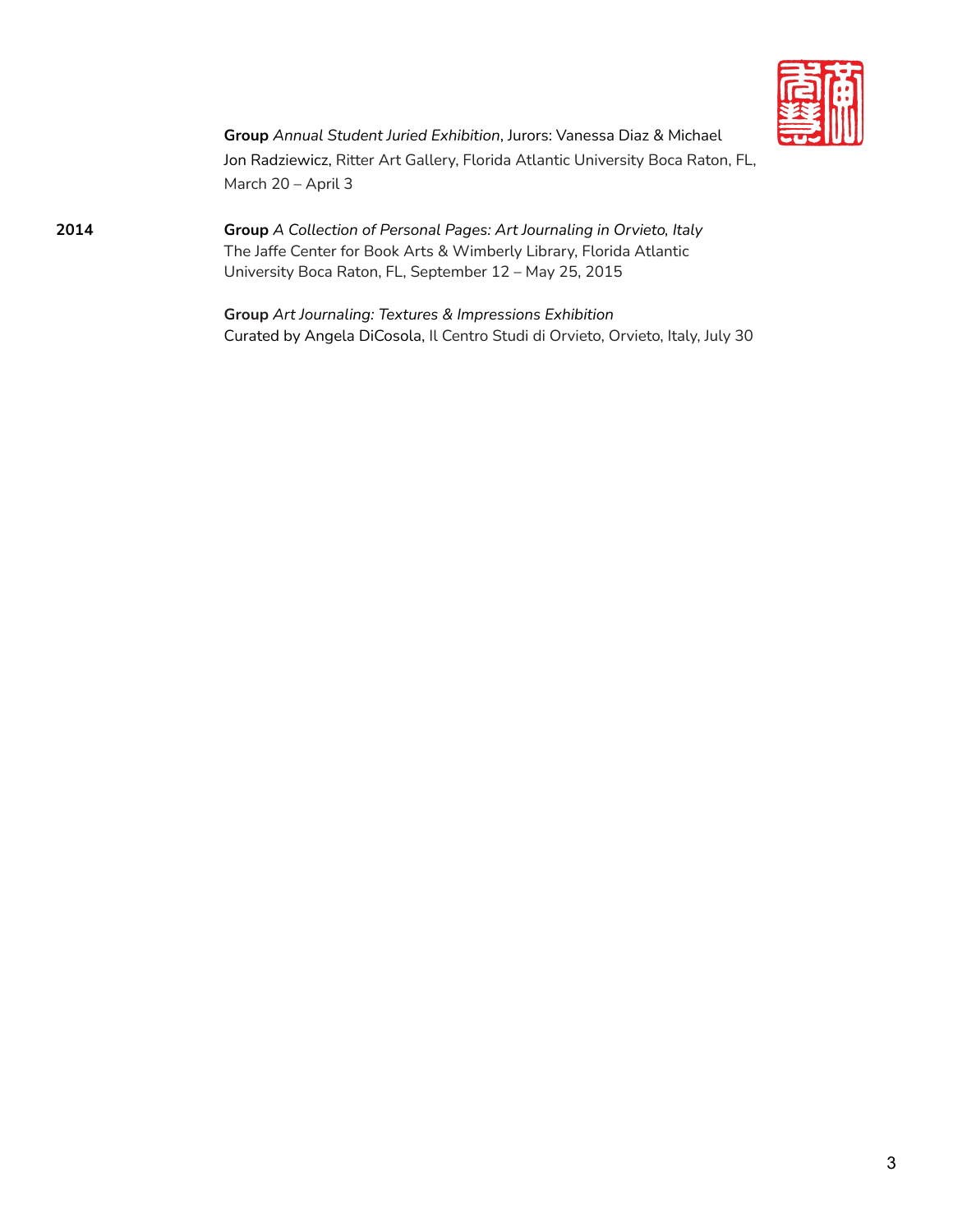**Group** *Annual Student Juried Exhibition*, Jurors: Vanessa Diaz & Michael Jon Radziewicz, Ritter Art Gallery, Florida Atlantic University Boca Raton, FL, March 20 – April 3

**2014**

**Group** *A Collection of Personal Pages: Art Journaling in Orvieto, Italy*
The Jaffe Center for Book Arts & Wimberly Library, Florida Atlantic University Boca Raton, FL, September 12 – May 25, 2015

**Group** *Art Journaling: Textures & Impressions Exhibition*
Curated by Angela DiCosola, Il Centro Studi di Orvieto, Orvieto, Italy, July 30